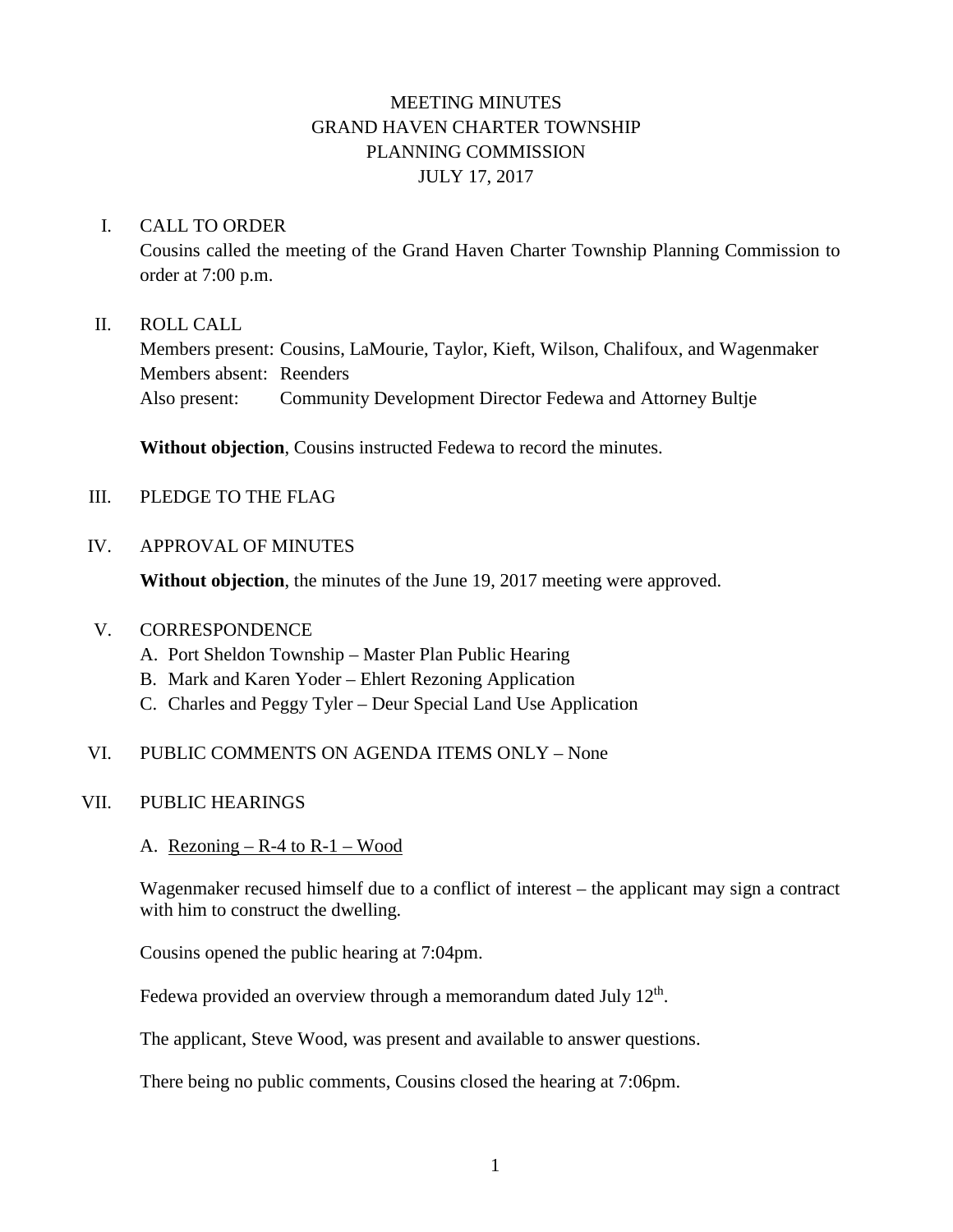# MEETING MINUTES
# GRAND HAVEN CHARTER TOWNSHIP
# PLANNING COMMISSION
# JULY 17, 2017

## I. CALL TO ORDER

Cousins called the meeting of the Grand Haven Charter Township Planning Commission to order at 7:00 p.m.

## II. ROLL CALL

Members present: Cousins, LaMourie, Taylor, Kieft, Wilson, Chalifoux, and Wagenmaker
Members absent: Reenders
Also present: Community Development Director Fedewa and Attorney Bultje

**Without objection**, Cousins instructed Fedewa to record the minutes.

## III. PLEDGE TO THE FLAG

## IV. APPROVAL OF MINUTES

**Without objection**, the minutes of the June 19, 2017 meeting were approved.

## V. CORRESPONDENCE

A. Port Sheldon Township – Master Plan Public Hearing
B. Mark and Karen Yoder – Ehlert Rezoning Application
C. Charles and Peggy Tyler – Deur Special Land Use Application

## VI. PUBLIC COMMENTS ON AGENDA ITEMS ONLY – None

## VII. PUBLIC HEARINGS

A. Rezoning – R-4 to R-1 – Wood

Wagenmaker recused himself due to a conflict of interest – the applicant may sign a contract with him to construct the dwelling.

Cousins opened the public hearing at 7:04pm.

Fedewa provided an overview through a memorandum dated July 12th.

The applicant, Steve Wood, was present and available to answer questions.

There being no public comments, Cousins closed the hearing at 7:06pm.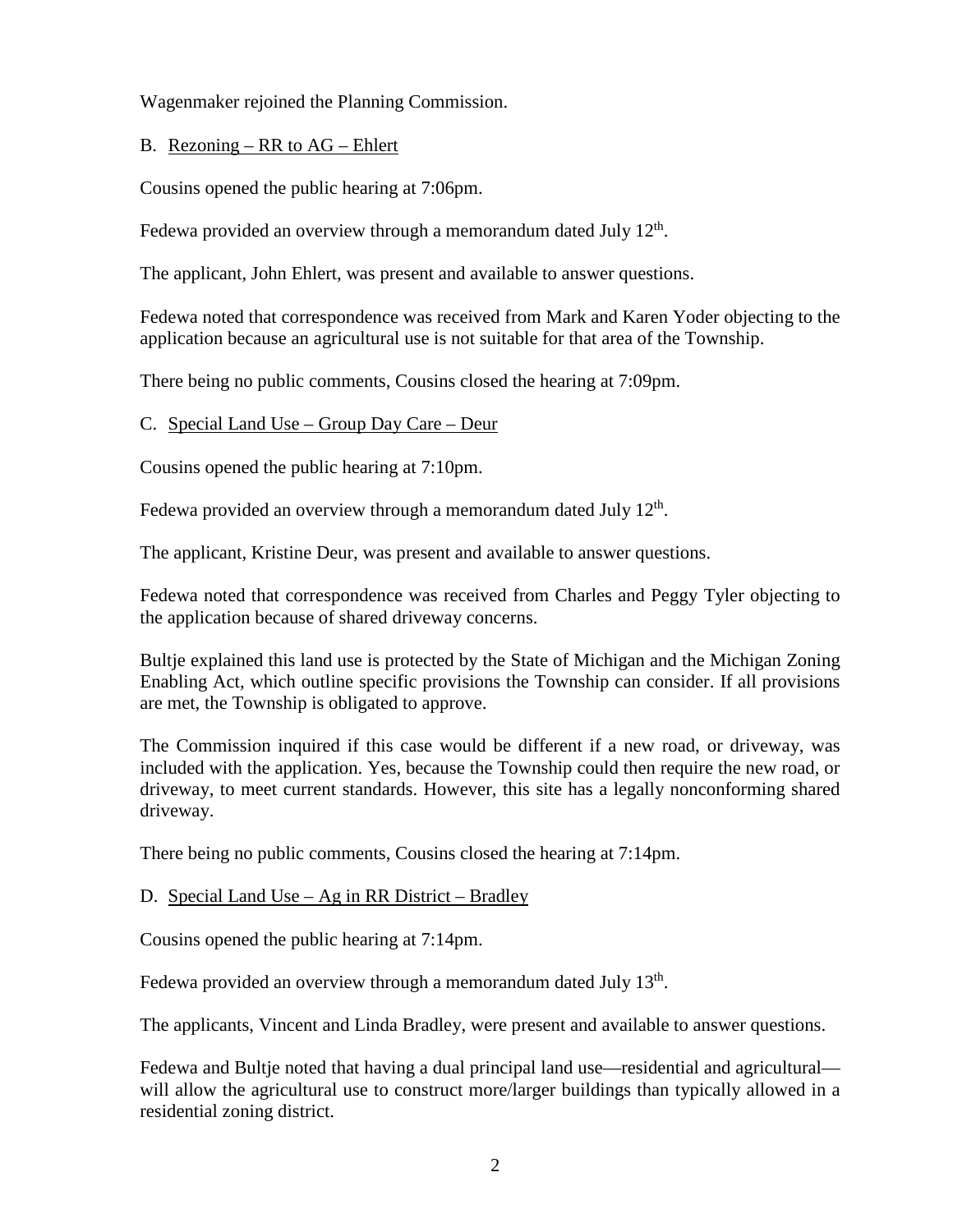Wagenmaker rejoined the Planning Commission.

B. Rezoning – RR to AG – Ehlert

Cousins opened the public hearing at 7:06pm.

Fedewa provided an overview through a memorandum dated July 12th.

The applicant, John Ehlert, was present and available to answer questions.

Fedewa noted that correspondence was received from Mark and Karen Yoder objecting to the application because an agricultural use is not suitable for that area of the Township.

There being no public comments, Cousins closed the hearing at 7:09pm.

C. Special Land Use – Group Day Care – Deur

Cousins opened the public hearing at 7:10pm.

Fedewa provided an overview through a memorandum dated July 12th.

The applicant, Kristine Deur, was present and available to answer questions.

Fedewa noted that correspondence was received from Charles and Peggy Tyler objecting to the application because of shared driveway concerns.

Bultje explained this land use is protected by the State of Michigan and the Michigan Zoning Enabling Act, which outline specific provisions the Township can consider. If all provisions are met, the Township is obligated to approve.

The Commission inquired if this case would be different if a new road, or driveway, was included with the application. Yes, because the Township could then require the new road, or driveway, to meet current standards. However, this site has a legally nonconforming shared driveway.

There being no public comments, Cousins closed the hearing at 7:14pm.

D. Special Land Use – Ag in RR District – Bradley

Cousins opened the public hearing at 7:14pm.

Fedewa provided an overview through a memorandum dated July 13th.

The applicants, Vincent and Linda Bradley, were present and available to answer questions.

Fedewa and Bultje noted that having a dual principal land use—residential and agricultural—will allow the agricultural use to construct more/larger buildings than typically allowed in a residential zoning district.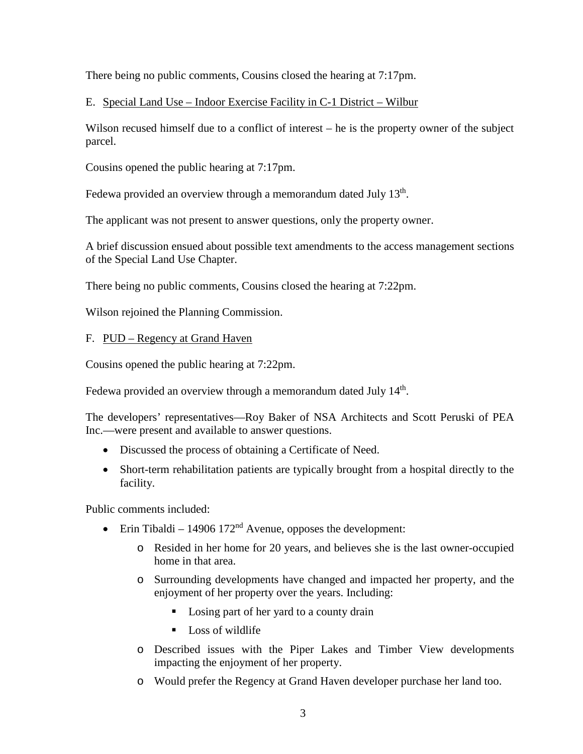There being no public comments, Cousins closed the hearing at 7:17pm.

E. Special Land Use – Indoor Exercise Facility in C-1 District – Wilbur

Wilson recused himself due to a conflict of interest – he is the property owner of the subject parcel.

Cousins opened the public hearing at 7:17pm.

Fedewa provided an overview through a memorandum dated July 13th.

The applicant was not present to answer questions, only the property owner.

A brief discussion ensued about possible text amendments to the access management sections of the Special Land Use Chapter.

There being no public comments, Cousins closed the hearing at 7:22pm.

Wilson rejoined the Planning Commission.

F. PUD – Regency at Grand Haven

Cousins opened the public hearing at 7:22pm.

Fedewa provided an overview through a memorandum dated July 14th.

The developers' representatives—Roy Baker of NSA Architects and Scott Peruski of PEA Inc.—were present and available to answer questions.

- Discussed the process of obtaining a Certificate of Need.
- Short-term rehabilitation patients are typically brought from a hospital directly to the facility.

Public comments included:

- Erin Tibaldi – 14906 172nd Avenue, opposes the development:
  - Resided in her home for 20 years, and believes she is the last owner-occupied home in that area.
  - Surrounding developments have changed and impacted her property, and the enjoyment of her property over the years. Including:
    - Losing part of her yard to a county drain
    - Loss of wildlife
  - Described issues with the Piper Lakes and Timber View developments impacting the enjoyment of her property.
  - Would prefer the Regency at Grand Haven developer purchase her land too.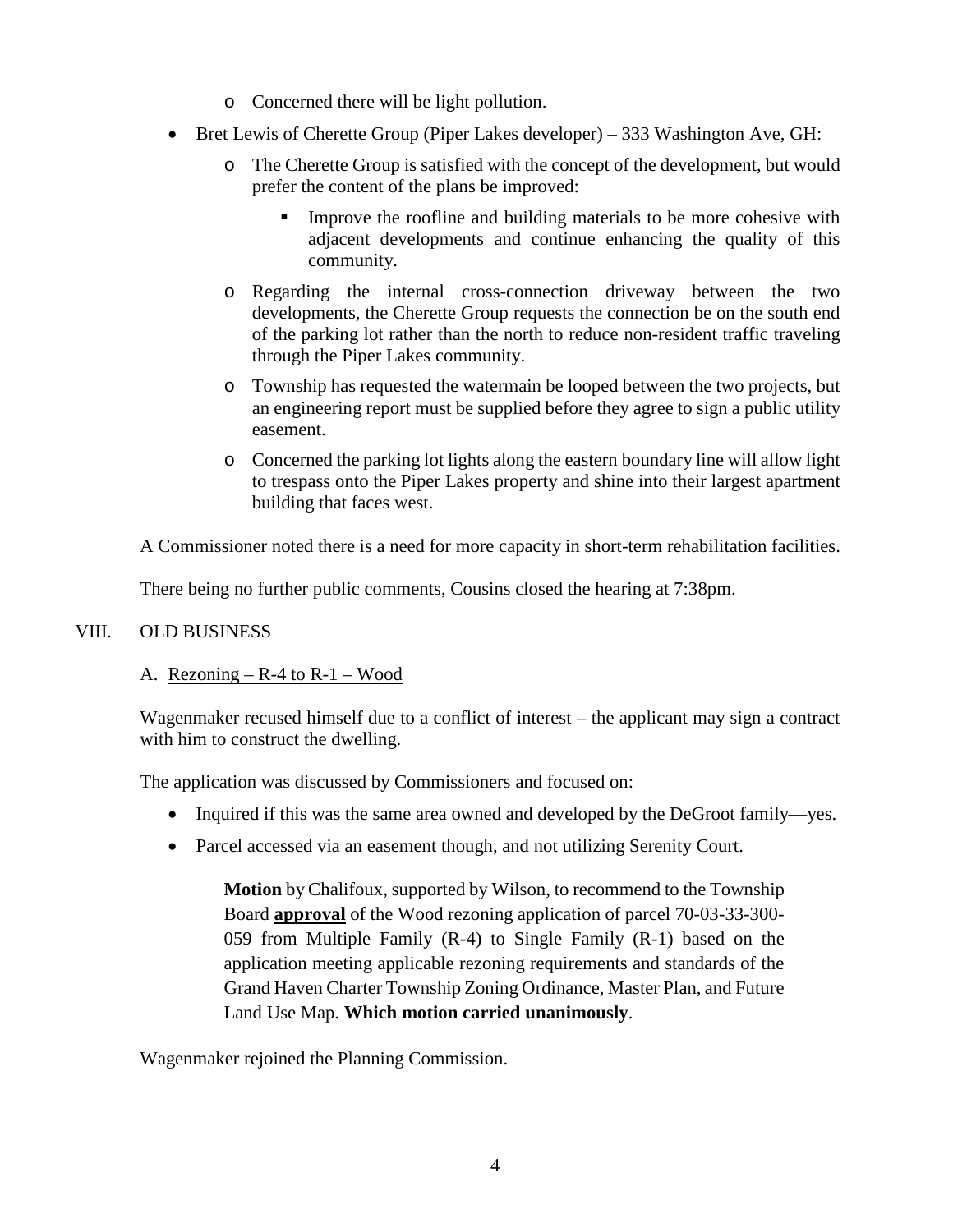- Concerned there will be light pollution.
- Bret Lewis of Cherette Group (Piper Lakes developer) – 333 Washington Ave, GH:
  - The Cherette Group is satisfied with the concept of the development, but would prefer the content of the plans be improved:
    - Improve the roofline and building materials to be more cohesive with adjacent developments and continue enhancing the quality of this community.
  - Regarding the internal cross-connection driveway between the two developments, the Cherette Group requests the connection be on the south end of the parking lot rather than the north to reduce non-resident traffic traveling through the Piper Lakes community.
  - Township has requested the watermain be looped between the two projects, but an engineering report must be supplied before they agree to sign a public utility easement.
  - Concerned the parking lot lights along the eastern boundary line will allow light to trespass onto the Piper Lakes property and shine into their largest apartment building that faces west.

A Commissioner noted there is a need for more capacity in short-term rehabilitation facilities.

There being no further public comments, Cousins closed the hearing at 7:38pm.

## VIII. OLD BUSINESS

### A. Rezoning – R-4 to R-1 – Wood

Wagenmaker recused himself due to a conflict of interest – the applicant may sign a contract with him to construct the dwelling.

The application was discussed by Commissioners and focused on:

- Inquired if this was the same area owned and developed by the DeGroot family—yes.
- Parcel accessed via an easement though, and not utilizing Serenity Court.

> **Motion** by Chalifoux, supported by Wilson, to recommend to the Township Board **approval** of the Wood rezoning application of parcel 70-03-33-300-059 from Multiple Family (R-4) to Single Family (R-1) based on the application meeting applicable rezoning requirements and standards of the Grand Haven Charter Township Zoning Ordinance, Master Plan, and Future Land Use Map. **Which motion carried unanimously**.

Wagenmaker rejoined the Planning Commission.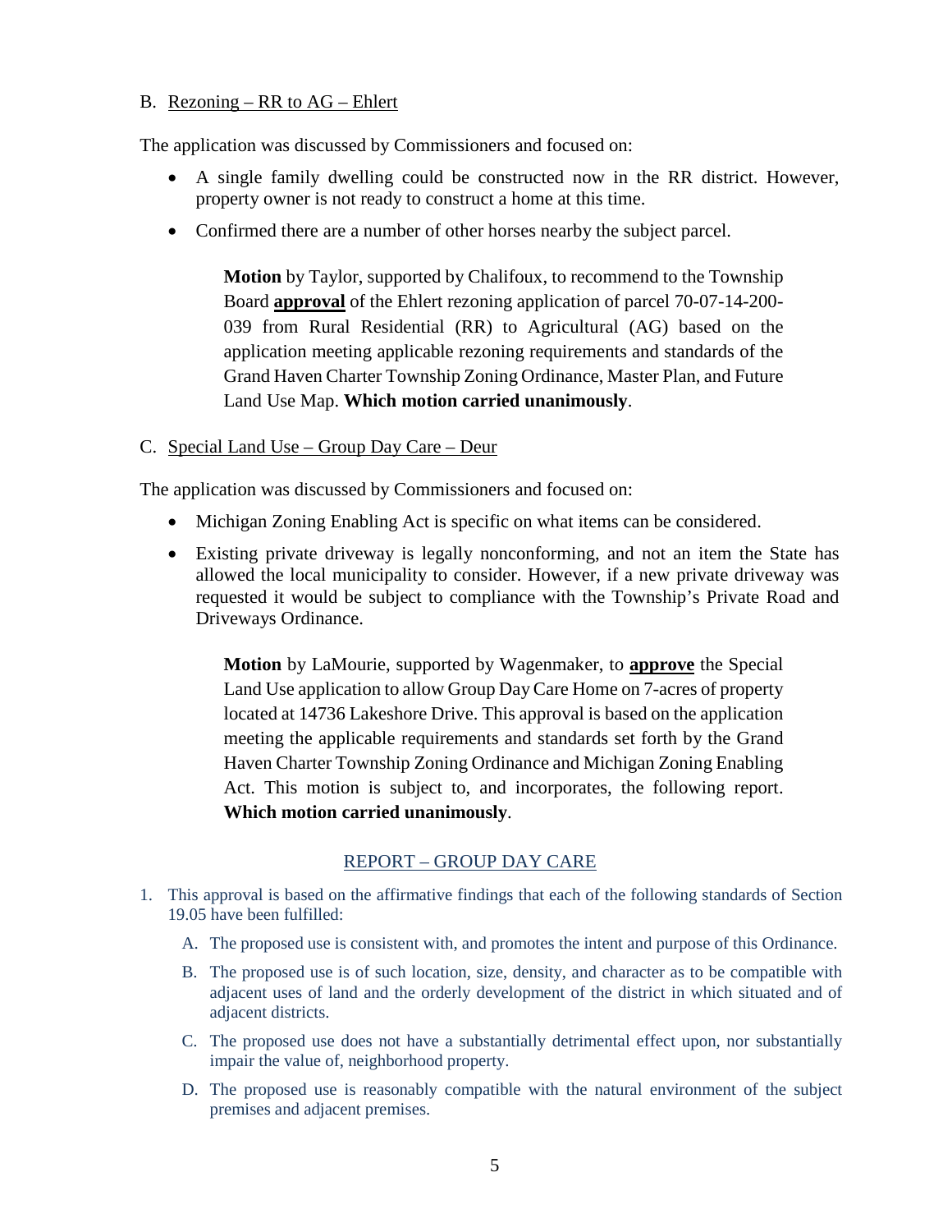B. Rezoning – RR to AG – Ehlert

The application was discussed by Commissioners and focused on:

- A single family dwelling could be constructed now in the RR district. However, property owner is not ready to construct a home at this time.
- Confirmed there are a number of other horses nearby the subject parcel.

> **Motion** by Taylor, supported by Chalifoux, to recommend to the Township Board **approval** of the Ehlert rezoning application of parcel 70-07-14-200-039 from Rural Residential (RR) to Agricultural (AG) based on the application meeting applicable rezoning requirements and standards of the Grand Haven Charter Township Zoning Ordinance, Master Plan, and Future Land Use Map. **Which motion carried unanimously**.

C. Special Land Use – Group Day Care – Deur

The application was discussed by Commissioners and focused on:

- Michigan Zoning Enabling Act is specific on what items can be considered.
- Existing private driveway is legally nonconforming, and not an item the State has allowed the local municipality to consider. However, if a new private driveway was requested it would be subject to compliance with the Township's Private Road and Driveways Ordinance.

> **Motion** by LaMourie, supported by Wagenmaker, to **approve** the Special Land Use application to allow Group Day Care Home on 7-acres of property located at 14736 Lakeshore Drive. This approval is based on the application meeting the applicable requirements and standards set forth by the Grand Haven Charter Township Zoning Ordinance and Michigan Zoning Enabling Act. This motion is subject to, and incorporates, the following report. **Which motion carried unanimously**.

REPORT – GROUP DAY CARE

1. This approval is based on the affirmative findings that each of the following standards of Section 19.05 have been fulfilled:
   A. The proposed use is consistent with, and promotes the intent and purpose of this Ordinance.
   B. The proposed use is of such location, size, density, and character as to be compatible with adjacent uses of land and the orderly development of the district in which situated and of adjacent districts.
   C. The proposed use does not have a substantially detrimental effect upon, nor substantially impair the value of, neighborhood property.
   D. The proposed use is reasonably compatible with the natural environment of the subject premises and adjacent premises.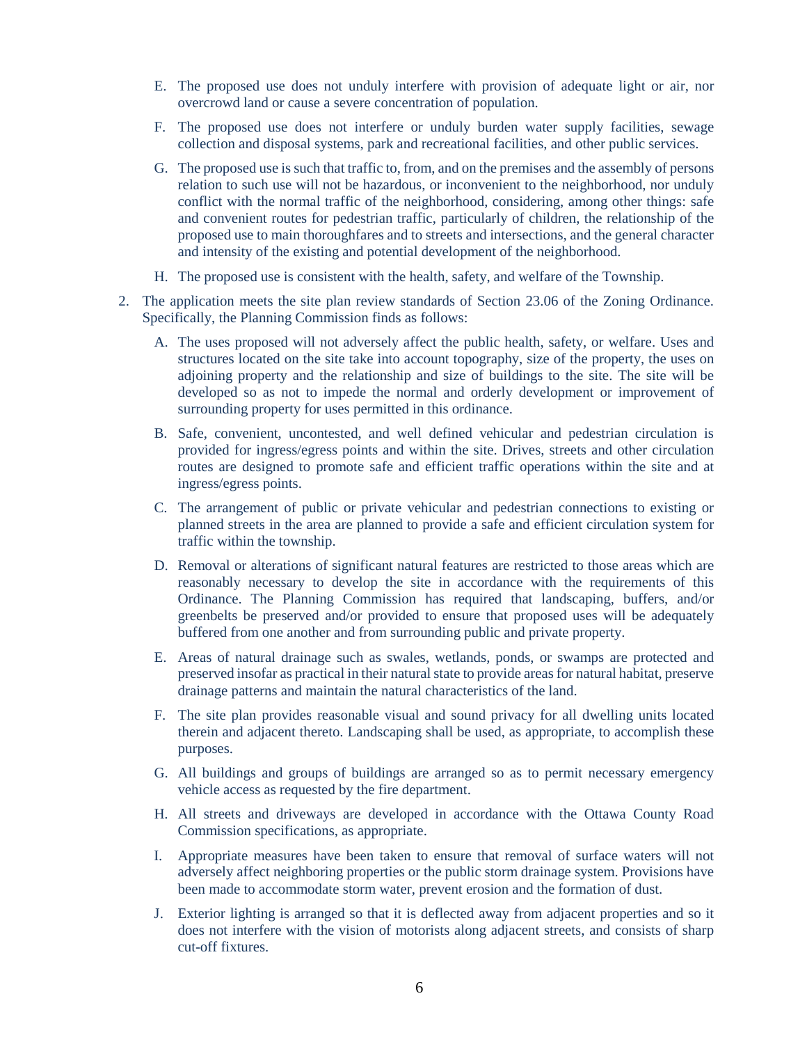E. The proposed use does not unduly interfere with provision of adequate light or air, nor overcrowd land or cause a severe concentration of population.

F. The proposed use does not interfere or unduly burden water supply facilities, sewage collection and disposal systems, park and recreational facilities, and other public services.

G. The proposed use is such that traffic to, from, and on the premises and the assembly of persons relation to such use will not be hazardous, or inconvenient to the neighborhood, nor unduly conflict with the normal traffic of the neighborhood, considering, among other things: safe and convenient routes for pedestrian traffic, particularly of children, the relationship of the proposed use to main thoroughfares and to streets and intersections, and the general character and intensity of the existing and potential development of the neighborhood.

H. The proposed use is consistent with the health, safety, and welfare of the Township.

2. The application meets the site plan review standards of Section 23.06 of the Zoning Ordinance. Specifically, the Planning Commission finds as follows:

   A. The uses proposed will not adversely affect the public health, safety, or welfare. Uses and structures located on the site take into account topography, size of the property, the uses on adjoining property and the relationship and size of buildings to the site. The site will be developed so as not to impede the normal and orderly development or improvement of surrounding property for uses permitted in this ordinance.

   B. Safe, convenient, uncontested, and well defined vehicular and pedestrian circulation is provided for ingress/egress points and within the site. Drives, streets and other circulation routes are designed to promote safe and efficient traffic operations within the site and at ingress/egress points.

   C. The arrangement of public or private vehicular and pedestrian connections to existing or planned streets in the area are planned to provide a safe and efficient circulation system for traffic within the township.

   D. Removal or alterations of significant natural features are restricted to those areas which are reasonably necessary to develop the site in accordance with the requirements of this Ordinance. The Planning Commission has required that landscaping, buffers, and/or greenbelts be preserved and/or provided to ensure that proposed uses will be adequately buffered from one another and from surrounding public and private property.

   E. Areas of natural drainage such as swales, wetlands, ponds, or swamps are protected and preserved insofar as practical in their natural state to provide areas for natural habitat, preserve drainage patterns and maintain the natural characteristics of the land.

   F. The site plan provides reasonable visual and sound privacy for all dwelling units located therein and adjacent thereto. Landscaping shall be used, as appropriate, to accomplish these purposes.

   G. All buildings and groups of buildings are arranged so as to permit necessary emergency vehicle access as requested by the fire department.

   H. All streets and driveways are developed in accordance with the Ottawa County Road Commission specifications, as appropriate.

   I. Appropriate measures have been taken to ensure that removal of surface waters will not adversely affect neighboring properties or the public storm drainage system. Provisions have been made to accommodate storm water, prevent erosion and the formation of dust.

   J. Exterior lighting is arranged so that it is deflected away from adjacent properties and so it does not interfere with the vision of motorists along adjacent streets, and consists of sharp cut-off fixtures.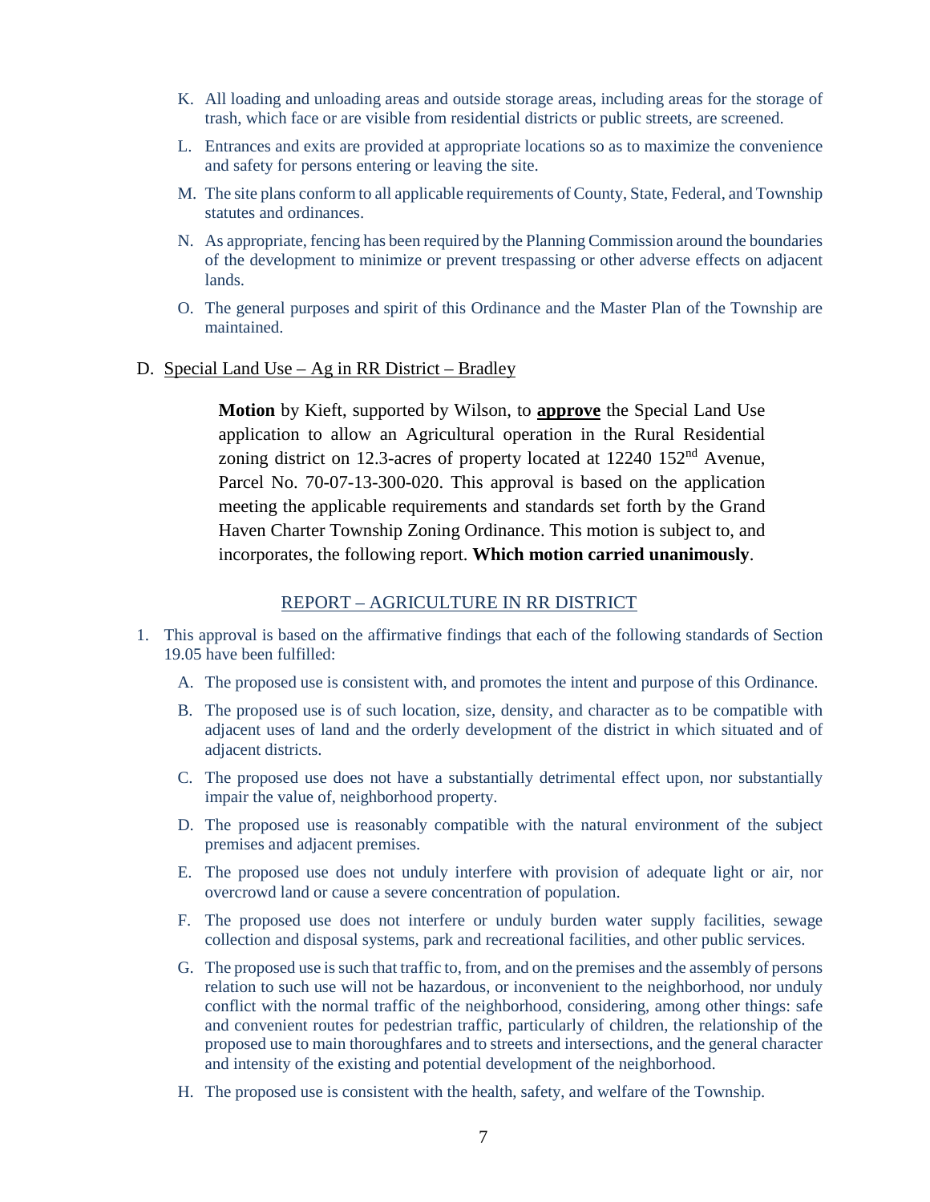K. All loading and unloading areas and outside storage areas, including areas for the storage of trash, which face or are visible from residential districts or public streets, are screened.

L. Entrances and exits are provided at appropriate locations so as to maximize the convenience and safety for persons entering or leaving the site.

M. The site plans conform to all applicable requirements of County, State, Federal, and Township statutes and ordinances.

N. As appropriate, fencing has been required by the Planning Commission around the boundaries of the development to minimize or prevent trespassing or other adverse effects on adjacent lands.

O. The general purposes and spirit of this Ordinance and the Master Plan of the Township are maintained.

D. Special Land Use – Ag in RR District – Bradley

> **Motion** by Kieft, supported by Wilson, to **approve** the Special Land Use application to allow an Agricultural operation in the Rural Residential zoning district on 12.3-acres of property located at 12240 152nd Avenue, Parcel No. 70-07-13-300-020. This approval is based on the application meeting the applicable requirements and standards set forth by the Grand Haven Charter Township Zoning Ordinance. This motion is subject to, and incorporates, the following report. **Which motion carried unanimously**.

REPORT – AGRICULTURE IN RR DISTRICT

1. This approval is based on the affirmative findings that each of the following standards of Section 19.05 have been fulfilled:

   A. The proposed use is consistent with, and promotes the intent and purpose of this Ordinance.

   B. The proposed use is of such location, size, density, and character as to be compatible with adjacent uses of land and the orderly development of the district in which situated and of adjacent districts.

   C. The proposed use does not have a substantially detrimental effect upon, nor substantially impair the value of, neighborhood property.

   D. The proposed use is reasonably compatible with the natural environment of the subject premises and adjacent premises.

   E. The proposed use does not unduly interfere with provision of adequate light or air, nor overcrowd land or cause a severe concentration of population.

   F. The proposed use does not interfere or unduly burden water supply facilities, sewage collection and disposal systems, park and recreational facilities, and other public services.

   G. The proposed use is such that traffic to, from, and on the premises and the assembly of persons relation to such use will not be hazardous, or inconvenient to the neighborhood, nor unduly conflict with the normal traffic of the neighborhood, considering, among other things: safe and convenient routes for pedestrian traffic, particularly of children, the relationship of the proposed use to main thoroughfares and to streets and intersections, and the general character and intensity of the existing and potential development of the neighborhood.

   H. The proposed use is consistent with the health, safety, and welfare of the Township.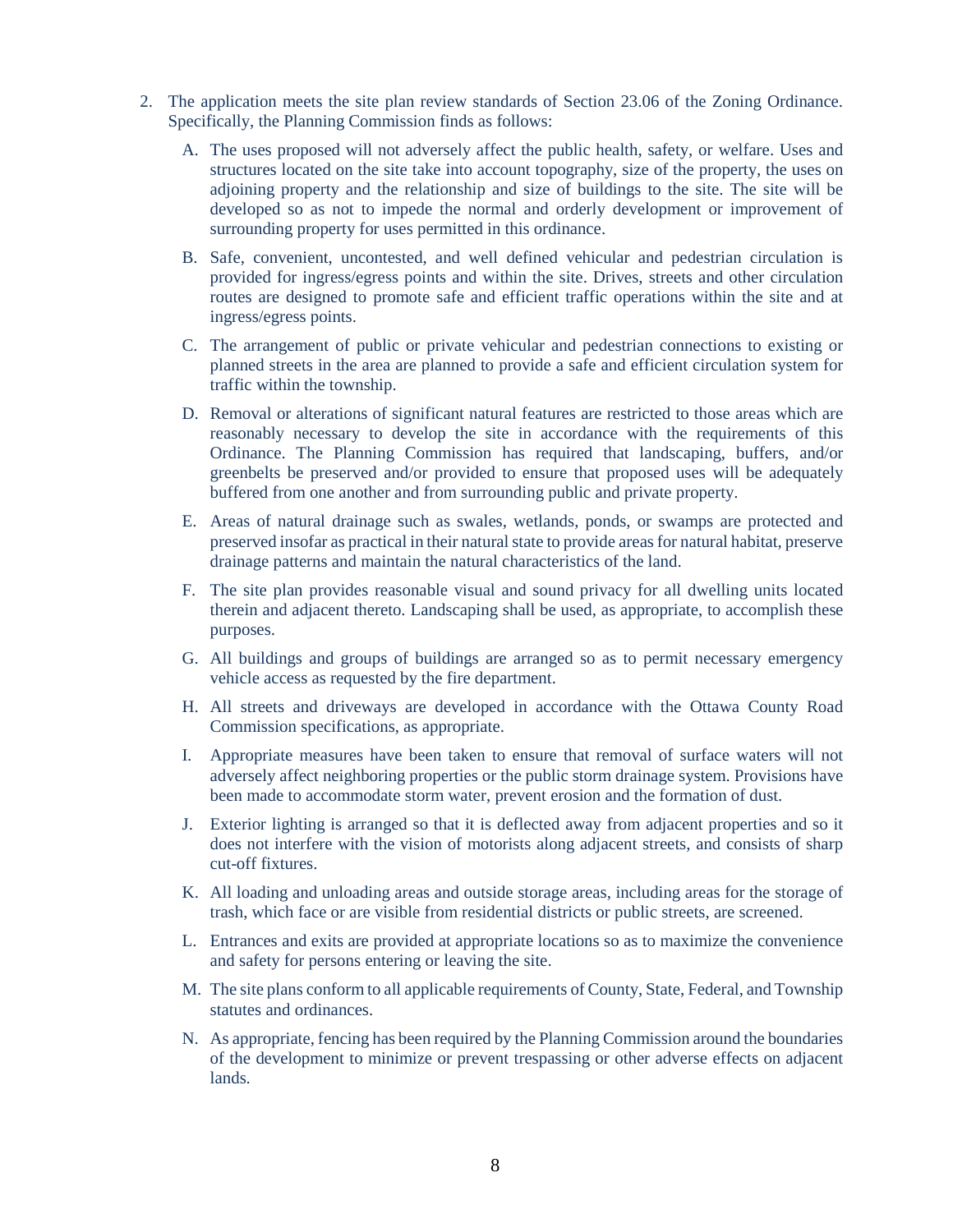2. The application meets the site plan review standards of Section 23.06 of the Zoning Ordinance. Specifically, the Planning Commission finds as follows:

   A. The uses proposed will not adversely affect the public health, safety, or welfare. Uses and structures located on the site take into account topography, size of the property, the uses on adjoining property and the relationship and size of buildings to the site. The site will be developed so as not to impede the normal and orderly development or improvement of surrounding property for uses permitted in this ordinance.

   B. Safe, convenient, uncontested, and well defined vehicular and pedestrian circulation is provided for ingress/egress points and within the site. Drives, streets and other circulation routes are designed to promote safe and efficient traffic operations within the site and at ingress/egress points.

   C. The arrangement of public or private vehicular and pedestrian connections to existing or planned streets in the area are planned to provide a safe and efficient circulation system for traffic within the township.

   D. Removal or alterations of significant natural features are restricted to those areas which are reasonably necessary to develop the site in accordance with the requirements of this Ordinance. The Planning Commission has required that landscaping, buffers, and/or greenbelts be preserved and/or provided to ensure that proposed uses will be adequately buffered from one another and from surrounding public and private property.

   E. Areas of natural drainage such as swales, wetlands, ponds, or swamps are protected and preserved insofar as practical in their natural state to provide areas for natural habitat, preserve drainage patterns and maintain the natural characteristics of the land.

   F. The site plan provides reasonable visual and sound privacy for all dwelling units located therein and adjacent thereto. Landscaping shall be used, as appropriate, to accomplish these purposes.

   G. All buildings and groups of buildings are arranged so as to permit necessary emergency vehicle access as requested by the fire department.

   H. All streets and driveways are developed in accordance with the Ottawa County Road Commission specifications, as appropriate.

   I. Appropriate measures have been taken to ensure that removal of surface waters will not adversely affect neighboring properties or the public storm drainage system. Provisions have been made to accommodate storm water, prevent erosion and the formation of dust.

   J. Exterior lighting is arranged so that it is deflected away from adjacent properties and so it does not interfere with the vision of motorists along adjacent streets, and consists of sharp cut-off fixtures.

   K. All loading and unloading areas and outside storage areas, including areas for the storage of trash, which face or are visible from residential districts or public streets, are screened.

   L. Entrances and exits are provided at appropriate locations so as to maximize the convenience and safety for persons entering or leaving the site.

   M. The site plans conform to all applicable requirements of County, State, Federal, and Township statutes and ordinances.

   N. As appropriate, fencing has been required by the Planning Commission around the boundaries of the development to minimize or prevent trespassing or other adverse effects on adjacent lands.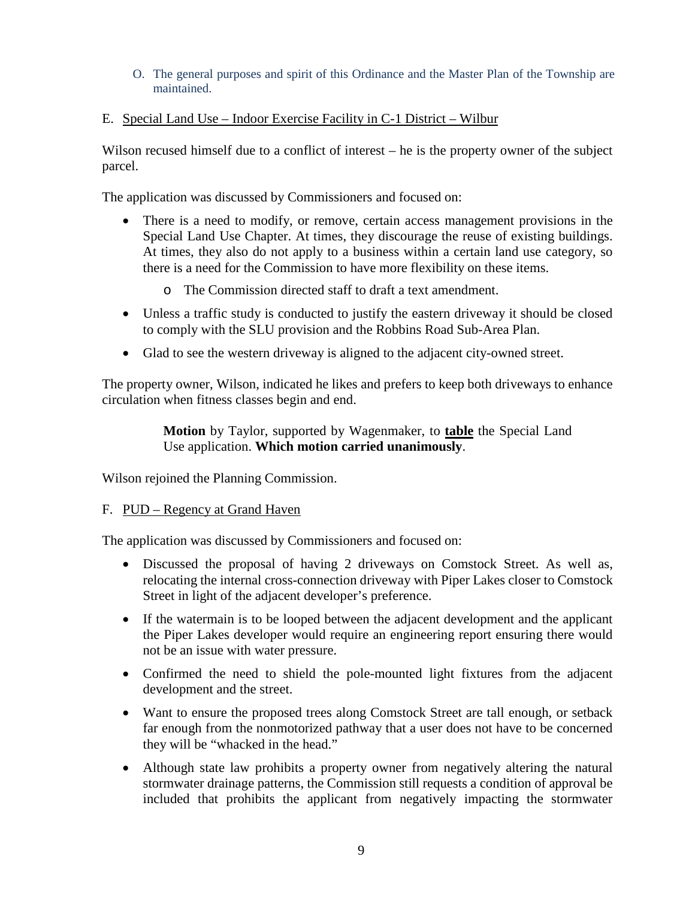O. The general purposes and spirit of this Ordinance and the Master Plan of the Township are maintained.

E. Special Land Use – Indoor Exercise Facility in C-1 District – Wilbur

Wilson recused himself due to a conflict of interest – he is the property owner of the subject parcel.

The application was discussed by Commissioners and focused on:

- There is a need to modify, or remove, certain access management provisions in the Special Land Use Chapter. At times, they discourage the reuse of existing buildings. At times, they also do not apply to a business within a certain land use category, so there is a need for the Commission to have more flexibility on these items.
    - The Commission directed staff to draft a text amendment.
- Unless a traffic study is conducted to justify the eastern driveway it should be closed to comply with the SLU provision and the Robbins Road Sub-Area Plan.
- Glad to see the western driveway is aligned to the adjacent city-owned street.

The property owner, Wilson, indicated he likes and prefers to keep both driveways to enhance circulation when fitness classes begin and end.

> **Motion** by Taylor, supported by Wagenmaker, to **table** the Special Land Use application. **Which motion carried unanimously**.

Wilson rejoined the Planning Commission.

F. PUD – Regency at Grand Haven

The application was discussed by Commissioners and focused on:

- Discussed the proposal of having 2 driveways on Comstock Street. As well as, relocating the internal cross-connection driveway with Piper Lakes closer to Comstock Street in light of the adjacent developer's preference.
- If the watermain is to be looped between the adjacent development and the applicant the Piper Lakes developer would require an engineering report ensuring there would not be an issue with water pressure.
- Confirmed the need to shield the pole-mounted light fixtures from the adjacent development and the street.
- Want to ensure the proposed trees along Comstock Street are tall enough, or setback far enough from the nonmotorized pathway that a user does not have to be concerned they will be "whacked in the head."
- Although state law prohibits a property owner from negatively altering the natural stormwater drainage patterns, the Commission still requests a condition of approval be included that prohibits the applicant from negatively impacting the stormwater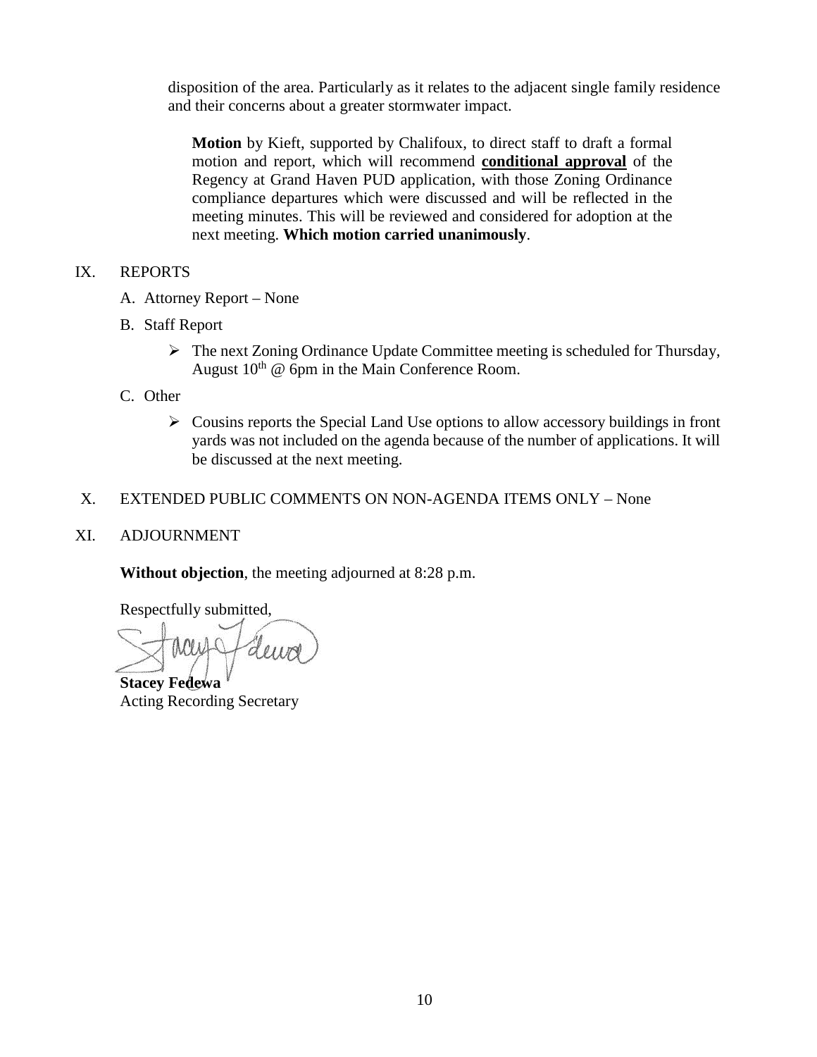disposition of the area. Particularly as it relates to the adjacent single family residence and their concerns about a greater stormwater impact.

> **Motion** by Kieft, supported by Chalifoux, to direct staff to draft a formal motion and report, which will recommend **conditional approval** of the Regency at Grand Haven PUD application, with those Zoning Ordinance compliance departures which were discussed and will be reflected in the meeting minutes. This will be reviewed and considered for adoption at the next meeting. **Which motion carried unanimously**.

IX. REPORTS

A. Attorney Report – None

B. Staff Report

- The next Zoning Ordinance Update Committee meeting is scheduled for Thursday, August 10th @ 6pm in the Main Conference Room.

C. Other

- Cousins reports the Special Land Use options to allow accessory buildings in front yards was not included on the agenda because of the number of applications. It will be discussed at the next meeting.

X. EXTENDED PUBLIC COMMENTS ON NON-AGENDA ITEMS ONLY – None

XI. ADJOURNMENT

**Without objection**, the meeting adjourned at 8:28 p.m.

Respectfully submitted,

**Stacey Fedewa**
Acting Recording Secretary